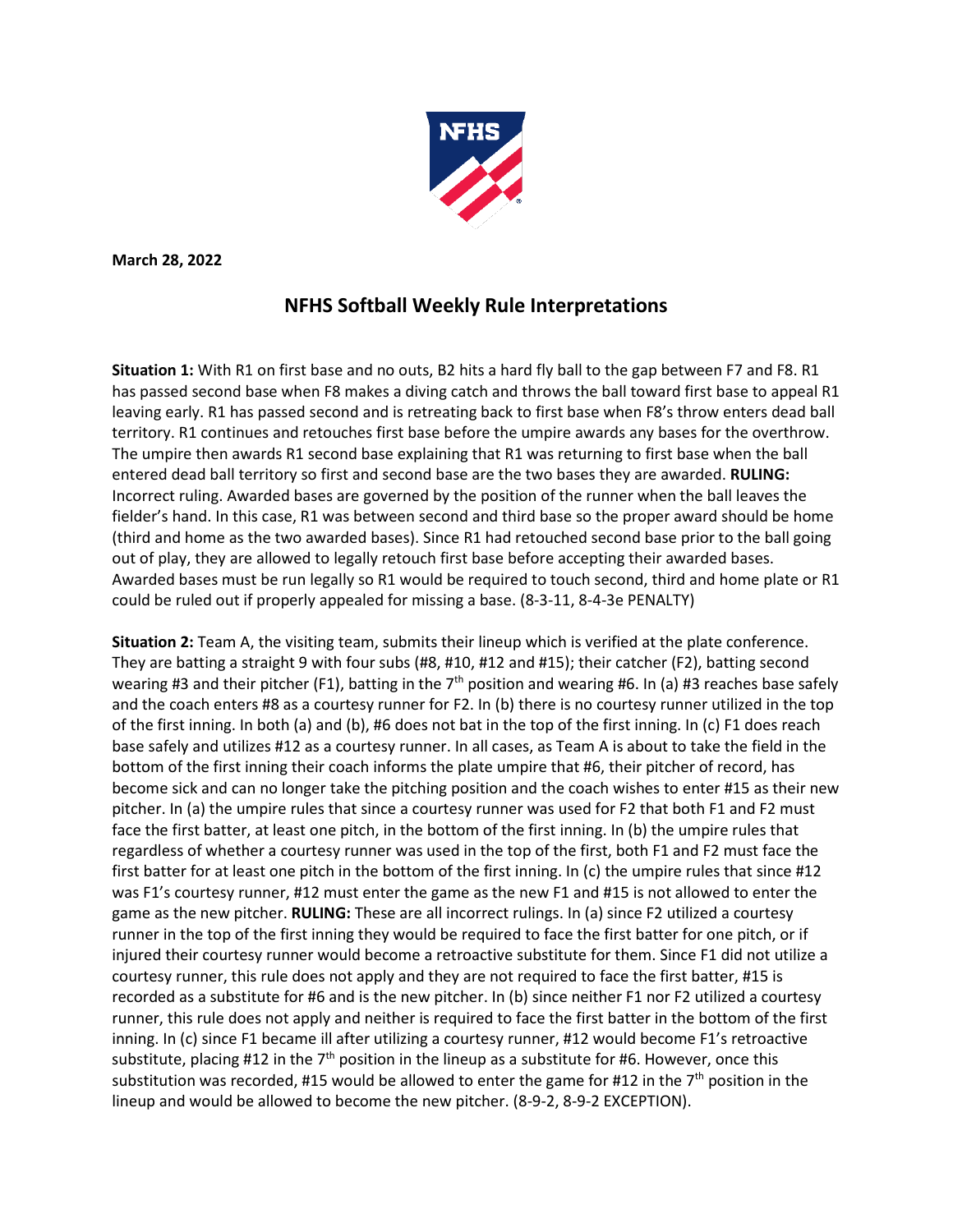**March 28, 2022**

## NFHS Softball Weekly Rule Interpretations

**Situation 1:** With R1 on first base and no outs, B2 hits a hard fly ball to the gap between F7 and F8. R1 has passed second base when F8 makes a diving catch and throws the ball toward first base to appeal R1 leaving early. R1 has passed second and is retreating back to first base when F8's throw enters dead ball territory. R1 continues and retouches first base before the umpire awards any bases for the overthrow. The umpire then awards R1 second base explaining that R1 was returning to first base when the ball entered dead ball territory so first and second base are the two bases they are awarded. **RULING:** Incorrect ruling. Awarded bases are governed by the position of the runner when the ball leaves the fielder's hand. In this case, R1 was between second and third base so the proper award should be home (third and home as the two awarded bases). Since R1 had retouched second base prior to the ball going out of play, they are allowed to legally retouch first base before accepting their awarded bases. Awarded bases must be run legally so R1 would be required to touch second, third and home plate or R1 could be ruled out if properly appealed for missing a base. (8-3-11, 8-4-3e PENALTY)

**Situation 2:** Team A, the visiting team, submits their lineup which is verified at the plate conference. They are batting a straight 9 with four subs (#8, #10, #12 and #15); their catcher (F2), batting second wearing #3 and their pitcher (F1), batting in the 7th position and wearing #6. In (a) #3 reaches base safely and the coach enters #8 as a courtesy runner for F2. In (b) there is no courtesy runner utilized in the top of the first inning. In both (a) and (b), #6 does not bat in the top of the first inning. In (c) F1 does reach base safely and utilizes #12 as a courtesy runner. In all cases, as Team A is about to take the field in the bottom of the first inning their coach informs the plate umpire that #6, their pitcher of record, has become sick and can no longer take the pitching position and the coach wishes to enter #15 as their new pitcher. In (a) the umpire rules that since a courtesy runner was used for F2 that both F1 and F2 must face the first batter, at least one pitch, in the bottom of the first inning. In (b) the umpire rules that regardless of whether a courtesy runner was used in the top of the first, both F1 and F2 must face the first batter for at least one pitch in the bottom of the first inning. In (c) the umpire rules that since #12 was F1's courtesy runner, #12 must enter the game as the new F1 and #15 is not allowed to enter the game as the new pitcher. **RULING:** These are all incorrect rulings. In (a) since F2 utilized a courtesy runner in the top of the first inning they would be required to face the first batter for one pitch, or if injured their courtesy runner would become a retroactive substitute for them. Since F1 did not utilize a courtesy runner, this rule does not apply and they are not required to face the first batter, #15 is recorded as a substitute for #6 and is the new pitcher. In (b) since neither F1 nor F2 utilized a courtesy runner, this rule does not apply and neither is required to face the first batter in the bottom of the first inning. In (c) since F1 became ill after utilizing a courtesy runner, #12 would become F1's retroactive substitute, placing #12 in the 7th position in the lineup as a substitute for #6. However, once this substitution was recorded, #15 would be allowed to enter the game for #12 in the 7th position in the lineup and would be allowed to become the new pitcher. (8-9-2, 8-9-2 EXCEPTION).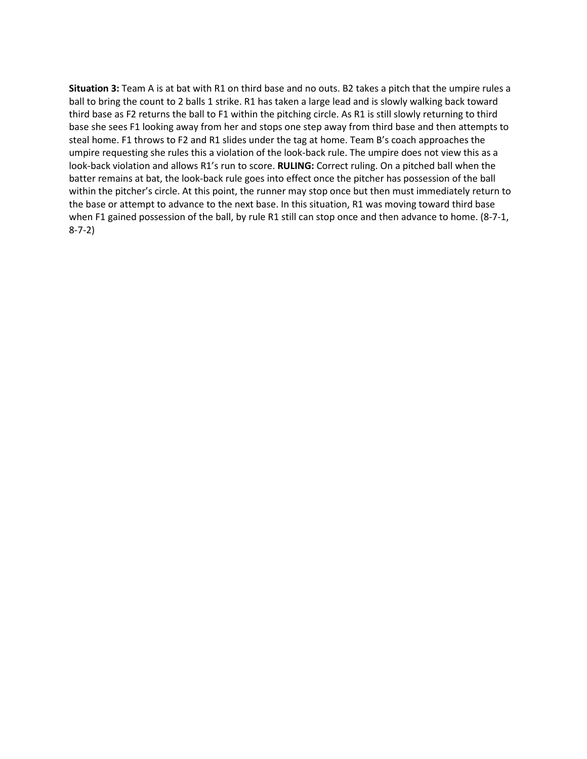**Situation 3:** Team A is at bat with R1 on third base and no outs. B2 takes a pitch that the umpire rules a ball to bring the count to 2 balls 1 strike. R1 has taken a large lead and is slowly walking back toward third base as F2 returns the ball to F1 within the pitching circle. As R1 is still slowly returning to third base she sees F1 looking away from her and stops one step away from third base and then attempts to steal home. F1 throws to F2 and R1 slides under the tag at home. Team B's coach approaches the umpire requesting she rules this a violation of the look-back rule. The umpire does not view this as a look-back violation and allows R1's run to score. **RULING:** Correct ruling. On a pitched ball when the batter remains at bat, the look-back rule goes into effect once the pitcher has possession of the ball within the pitcher's circle. At this point, the runner may stop once but then must immediately return to the base or attempt to advance to the next base. In this situation, R1 was moving toward third base when F1 gained possession of the ball, by rule R1 still can stop once and then advance to home. (8-7-1, 8-7-2)